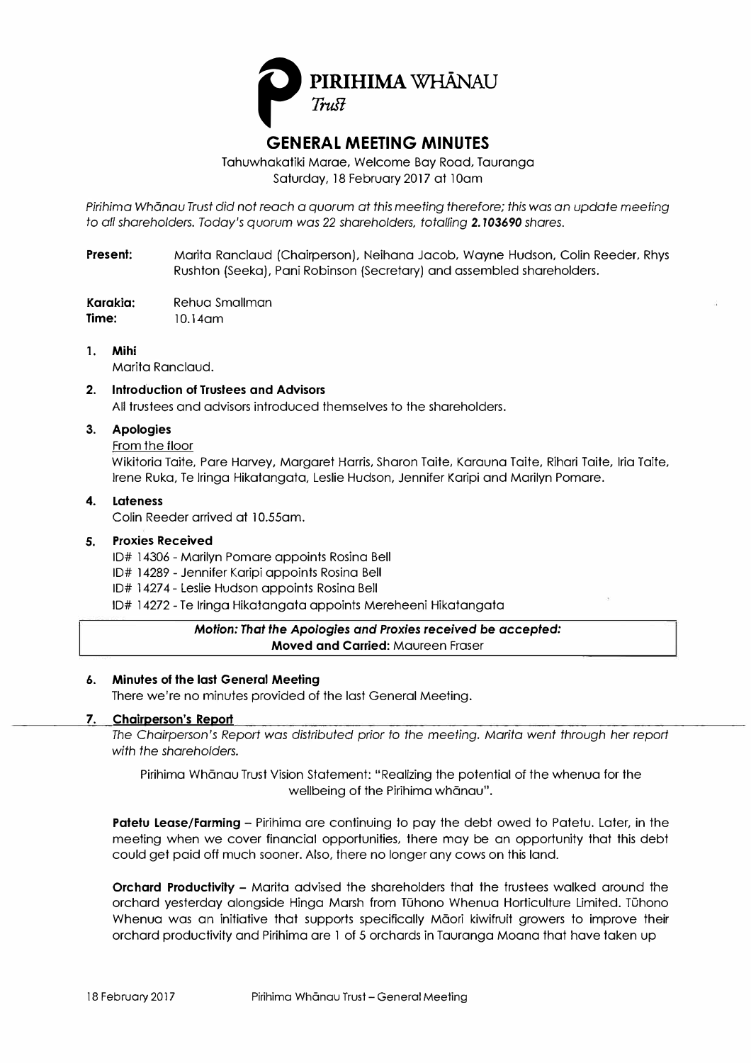# PIRIHIMA WHĀNAU *Trust*

## GENERAL MEETING MINUTES

Tahuwhakatiki Marae, Welcome Bay Road, Tauranga
Saturday, 18 February 2017 at 10am

*Pirihima Whānau Trust did not reach a quorum at this meeting therefore; this was an update meeting to all shareholders. Today's quorum was 22 shareholders, totalling **2.103690** shares.*

**Present:** Marita Ranclaud (Chairperson), Neihana Jacob, Wayne Hudson, Colin Reeder, Rhys Rushton (Seeka), Pani Robinson (Secretary) and assembled shareholders.

**Karakia:** Rehua Smallman
**Time:** 10.14am

1. **Mihi**
   Marita Ranclaud.

2. **Introduction of Trustees and Advisors**
   All trustees and advisors introduced themselves to the shareholders.

3. **Apologies**
   From the floor
   Wikitoria Taite, Pare Harvey, Margaret Harris, Sharon Taite, Karauna Taite, Rihari Taite, Iria Taite, Irene Ruka, Te Iringa Hikatangata, Leslie Hudson, Jennifer Karipi and Marilyn Pomare.

4. **Lateness**
   Colin Reeder arrived at 10.55am.

5. **Proxies Received**
   ID# 14306 - Marilyn Pomare appoints Rosina Bell
   ID# 14289 - Jennifer Karipi appoints Rosina Bell
   ID# 14274 - Leslie Hudson appoints Rosina Bell
   ID# 14272 - Te Iringa Hikatangata appoints Mereheeni Hikatangata

> ***Motion: That the Apologies and Proxies received be accepted:***
> **Moved and Carried:** Maureen Fraser

6. **Minutes of the last General Meeting**
   There we're no minutes provided of the last General Meeting.

7. **Chairperson's Report**
   *The Chairperson's Report was distributed prior to the meeting. Marita went through her report with the shareholders.*

   Pirihima Whānau Trust Vision Statement: "Realizing the potential of the whenua for the wellbeing of the Pirihima whānau".

   **Patetu Lease/Farming** – Pirihima are continuing to pay the debt owed to Patetu. Later, in the meeting when we cover financial opportunities, there may be an opportunity that this debt could get paid off much sooner. Also, there no longer any cows on this land.

   **Orchard Productivity** – Marita advised the shareholders that the trustees walked around the orchard yesterday alongside Hinga Marsh from Tūhono Whenua Horticulture Limited. Tūhono Whenua was an initiative that supports specifically Māori kiwifruit growers to improve their orchard productivity and Pirihima are 1 of 5 orchards in Tauranga Moana that have taken up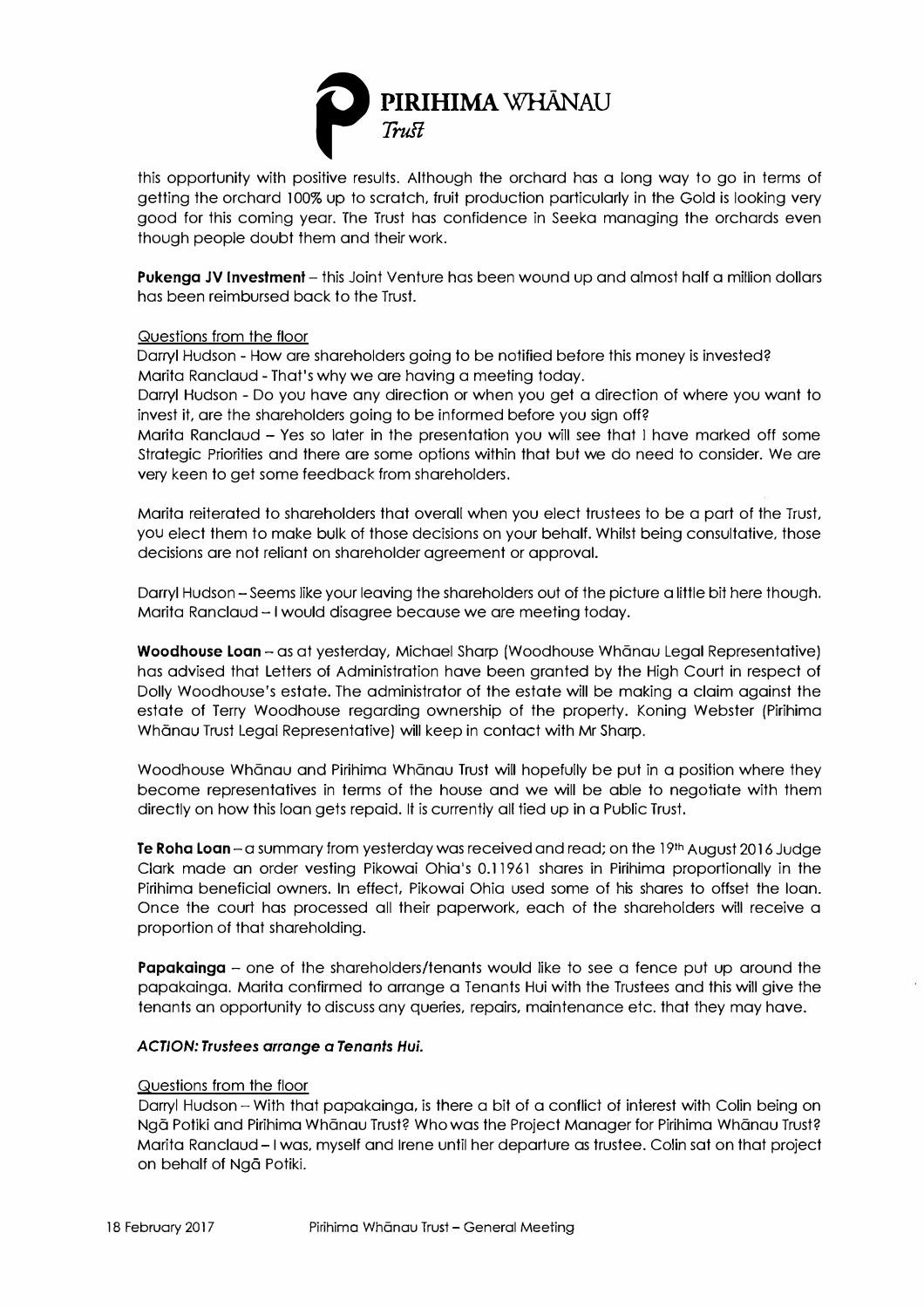this opportunity with positive results. Although the orchard has a long way to go in terms of getting the orchard 100% up to scratch, fruit production particularly in the Gold is looking very good for this coming year. The Trust has confidence in Seeka managing the orchards even though people doubt them and their work.

**Pukenga JV Investment** – this Joint Venture has been wound up and almost half a million dollars has been reimbursed back to the Trust.

Questions from the floor

Darryl Hudson - How are shareholders going to be notified before this money is invested?
Marita Ranclaud - That's why we are having a meeting today.
Darryl Hudson - Do you have any direction or when you get a direction of where you want to invest it, are the shareholders going to be informed before you sign off?
Marita Ranclaud – Yes so later in the presentation you will see that I have marked off some Strategic Priorities and there are some options within that but we do need to consider. We are very keen to get some feedback from shareholders.

Marita reiterated to shareholders that overall when you elect trustees to be a part of the Trust, you elect them to make bulk of those decisions on your behalf. Whilst being consultative, those decisions are not reliant on shareholder agreement or approval.

Darryl Hudson – Seems like your leaving the shareholders out of the picture a little bit here though.
Marita Ranclaud – I would disagree because we are meeting today.

**Woodhouse Loan** – as at yesterday, Michael Sharp (Woodhouse Whānau Legal Representative) has advised that Letters of Administration have been granted by the High Court in respect of Dolly Woodhouse's estate. The administrator of the estate will be making a claim against the estate of Terry Woodhouse regarding ownership of the property. Koning Webster (Pirihima Whānau Trust Legal Representative) will keep in contact with Mr Sharp.

Woodhouse Whānau and Pirihima Whānau Trust will hopefully be put in a position where they become representatives in terms of the house and we will be able to negotiate with them directly on how this loan gets repaid. It is currently all tied up in a Public Trust.

**Te Roha Loan** – a summary from yesterday was received and read; on the 19th August 2016 Judge Clark made an order vesting Pikowai Ohia's 0.11961 shares in Pirihima proportionally in the Pirihima beneficial owners. In effect, Pikowai Ohia used some of his shares to offset the loan. Once the court has processed all their paperwork, each of the shareholders will receive a proportion of that shareholding.

**Papakainga** – one of the shareholders/tenants would like to see a fence put up around the papakainga. Marita confirmed to arrange a Tenants Hui with the Trustees and this will give the tenants an opportunity to discuss any queries, repairs, maintenance etc. that they may have.

***ACTION: Trustees arrange a Tenants Hui.***

Questions from the floor

Darryl Hudson – With that papakainga, is there a bit of a conflict of interest with Colin being on Ngā Potiki and Pirihima Whānau Trust? Who was the Project Manager for Pirihima Whānau Trust?
Marita Ranclaud – I was, myself and Irene until her departure as trustee. Colin sat on that project on behalf of Ngā Potiki.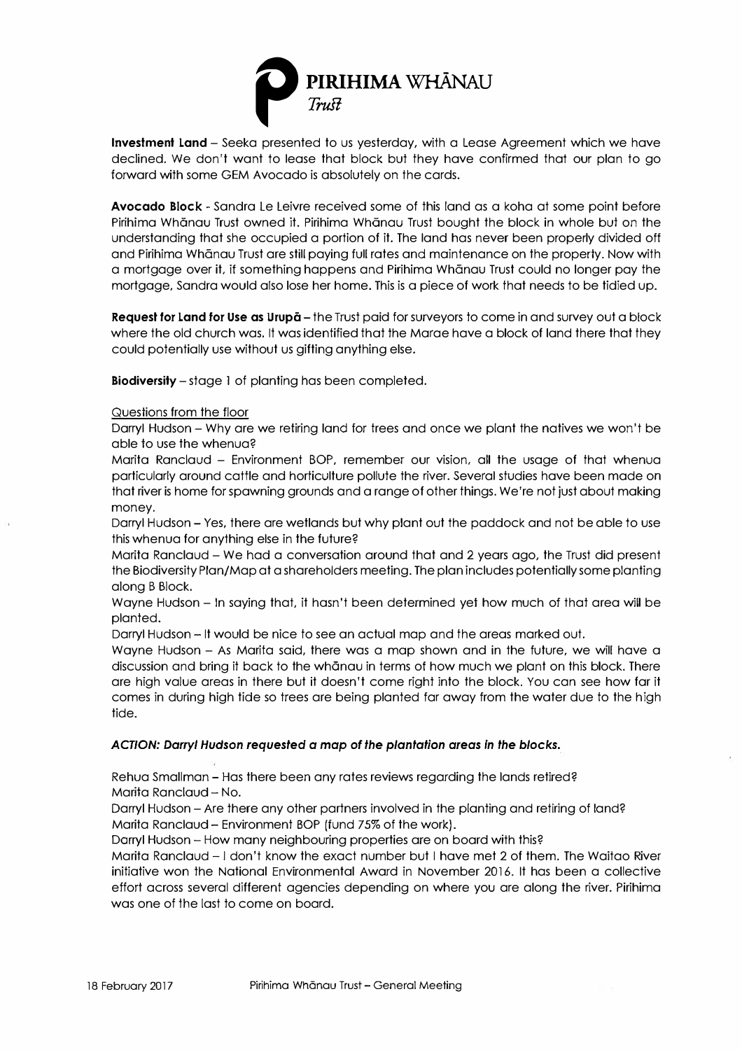**Investment Land** – Seeka presented to us yesterday, with a Lease Agreement which we have declined. We don't want to lease that block but they have confirmed that our plan to go forward with some GEM Avocado is absolutely on the cards.

**Avocado Block** - Sandra Le Leivre received some of this land as a koha at some point before Pirihima Whānau Trust owned it. Pirihima Whānau Trust bought the block in whole but on the understanding that she occupied a portion of it. The land has never been properly divided off and Pirihima Whānau Trust are still paying full rates and maintenance on the property. Now with a mortgage over it, if something happens and Pirihima Whānau Trust could no longer pay the mortgage, Sandra would also lose her home. This is a piece of work that needs to be tidied up.

**Request for Land for Use as Urupā** – the Trust paid for surveyors to come in and survey out a block where the old church was. It was identified that the Marae have a block of land there that they could potentially use without us gifting anything else.

**Biodiversity** – stage 1 of planting has been completed.

Questions from the floor

Darryl Hudson – Why are we retiring land for trees and once we plant the natives we won't be able to use the whenua?

Marita Ranclaud – Environment BOP, remember our vision, all the usage of that whenua particularly around cattle and horticulture pollute the river. Several studies have been made on that river is home for spawning grounds and a range of other things. We're not just about making money.

Darryl Hudson – Yes, there are wetlands but why plant out the paddock and not be able to use this whenua for anything else in the future?

Marita Ranclaud – We had a conversation around that and 2 years ago, the Trust did present the Biodiversity Plan/Map at a shareholders meeting. The plan includes potentially some planting along B Block.

Wayne Hudson – In saying that, it hasn't been determined yet how much of that area will be planted.

Darryl Hudson – It would be nice to see an actual map and the areas marked out.

Wayne Hudson – As Marita said, there was a map shown and in the future, we will have a discussion and bring it back to the whānau in terms of how much we plant on this block. There are high value areas in there but it doesn't come right into the block. You can see how far it comes in during high tide so trees are being planted far away from the water due to the high tide.

***ACTION: Darryl Hudson requested a map of the plantation areas in the blocks.***

Rehua Smallman – Has there been any rates reviews regarding the lands retired?

Marita Ranclaud – No.

Darryl Hudson – Are there any other partners involved in the planting and retiring of land?

Marita Ranclaud – Environment BOP (fund 75% of the work).

Darryl Hudson – How many neighbouring properties are on board with this?

Marita Ranclaud – I don't know the exact number but I have met 2 of them. The Waitao River initiative won the National Environmental Award in November 2016. It has been a collective effort across several different agencies depending on where you are along the river. Pirihima was one of the last to come on board.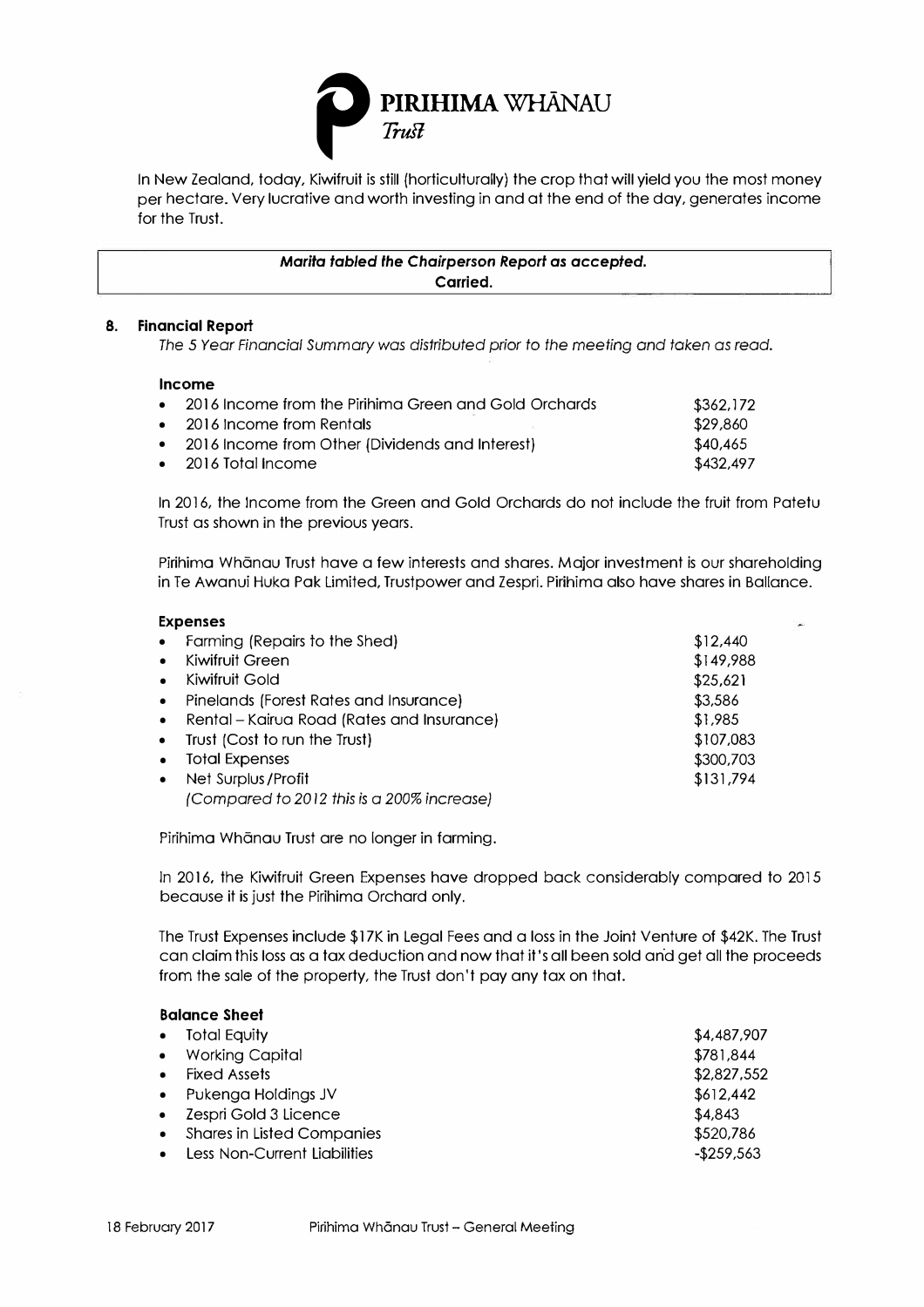In New Zealand, today, Kiwifruit is still (horticulturally) the crop that will yield you the most money per hectare. Very lucrative and worth investing in and at the end of the day, generates income for the Trust.

> ***Marita tabled the Chairperson Report as accepted.***
> **Carried.**

## 8. Financial Report

*The 5 Year Financial Summary was distributed prior to the meeting and taken as read.*

### Income

| | |
|---|---|
| 2016 Income from the Pirihima Green and Gold Orchards | $362,172 |
| 2016 Income from Rentals | $29,860 |
| 2016 Income from Other (Dividends and Interest) | $40,465 |
| 2016 Total Income | $432,497 |

In 2016, the Income from the Green and Gold Orchards do not include the fruit from Patetu Trust as shown in the previous years.

Pirihima Whānau Trust have a few interests and shares. Major investment is our shareholding in Te Awanui Huka Pak Limited, Trustpower and Zespri. Pirihima also have shares in Ballance.

### Expenses

| | |
|---|---|
| Farming (Repairs to the Shed) | $12,440 |
| Kiwifruit Green | $149,988 |
| Kiwifruit Gold | $25,621 |
| Pinelands (Forest Rates and Insurance) | $3,586 |
| Rental – Kairua Road (Rates and Insurance) | $1,985 |
| Trust (Cost to run the Trust) | $107,083 |
| Total Expenses | $300,703 |
| Net Surplus/Profit<br>*(Compared to 2012 this is a 200% increase)* | $131,794 |

Pirihima Whānau Trust are no longer in farming.

In 2016, the Kiwifruit Green Expenses have dropped back considerably compared to 2015 because it is just the Pirihima Orchard only.

The Trust Expenses include $17K in Legal Fees and a loss in the Joint Venture of $42K. The Trust can claim this loss as a tax deduction and now that it's all been sold and get all the proceeds from the sale of the property, the Trust don't pay any tax on that.

### Balance Sheet

| | |
|---|---|
| Total Equity | $4,487,907 |
| Working Capital | $781,844 |
| Fixed Assets | $2,827,552 |
| Pukenga Holdings JV | $612,442 |
| Zespri Gold 3 Licence | $4,843 |
| Shares in Listed Companies | $520,786 |
| Less Non-Current Liabilities | -$259,563 |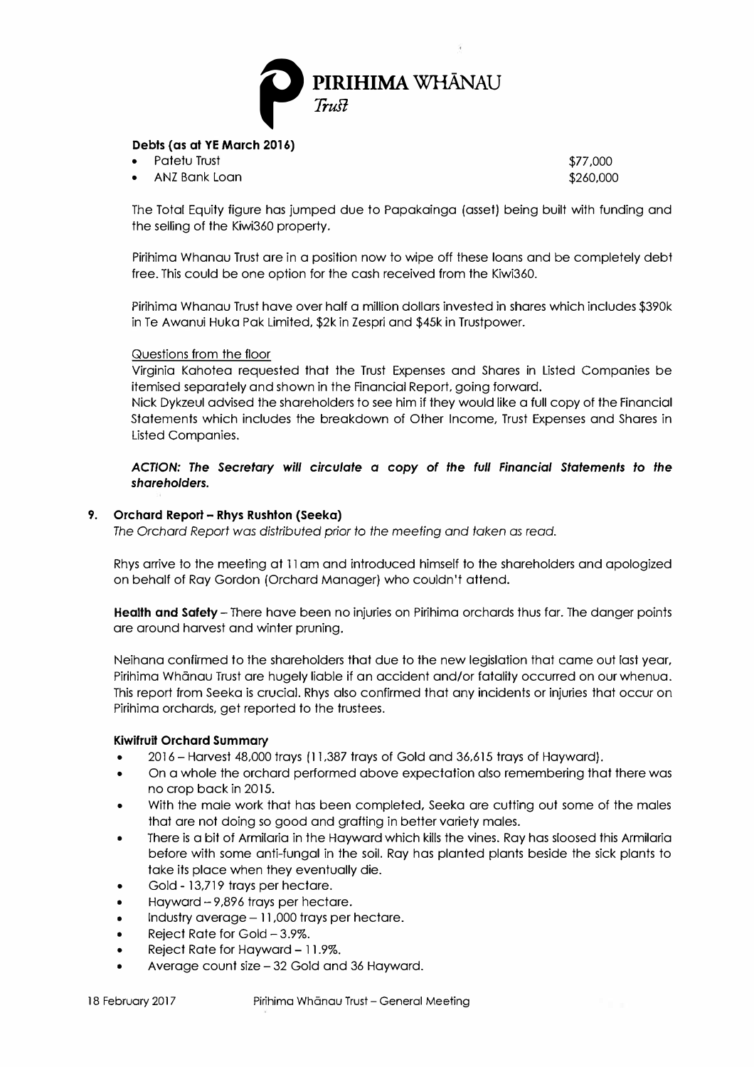**Debts (as at YE March 2016)**

- Patetu Trust $77,000
- ANZ Bank Loan $260,000

The Total Equity figure has jumped due to Papakainga (asset) being built with funding and the selling of the Kiwi360 property.

Pirihima Whanau Trust are in a position now to wipe off these loans and be completely debt free. This could be one option for the cash received from the Kiwi360.

Pirihima Whanau Trust have over half a million dollars invested in shares which includes $390k in Te Awanui Huka Pak Limited, $2k in Zespri and $45k in Trustpower.

Questions from the floor

Virginia Kahotea requested that the Trust Expenses and Shares in Listed Companies be itemised separately and shown in the Financial Report, going forward.

Nick Dykzeul advised the shareholders to see him if they would like a full copy of the Financial Statements which includes the breakdown of Other Income, Trust Expenses and Shares in Listed Companies.

***ACTION: The Secretary will circulate a copy of the full Financial Statements to the shareholders.***

## 9. Orchard Report – Rhys Rushton (Seeka)

*The Orchard Report was distributed prior to the meeting and taken as read.*

Rhys arrive to the meeting at 11am and introduced himself to the shareholders and apologized on behalf of Ray Gordon (Orchard Manager) who couldn't attend.

**Health and Safety** – There have been no injuries on Pirihima orchards thus far. The danger points are around harvest and winter pruning.

Neihana confirmed to the shareholders that due to the new legislation that came out last year, Pirihima Whānau Trust are hugely liable if an accident and/or fatality occurred on our whenua. This report from Seeka is crucial. Rhys also confirmed that any incidents or injuries that occur on Pirihima orchards, get reported to the trustees.

**Kiwifruit Orchard Summary**

- 2016 – Harvest 48,000 trays (11,387 trays of Gold and 36,615 trays of Hayward).
- On a whole the orchard performed above expectation also remembering that there was no crop back in 2015.
- With the male work that has been completed, Seeka are cutting out some of the males that are not doing so good and grafting in better variety males.
- There is a bit of Armilaria in the Hayward which kills the vines. Ray has sloosed this Armilaria before with some anti-fungal in the soil. Ray has planted plants beside the sick plants to take its place when they eventually die.
- Gold - 13,719 trays per hectare.
- Hayward – 9,896 trays per hectare.
- Industry average – 11,000 trays per hectare.
- Reject Rate for Gold – 3.9%.
- Reject Rate for Hayward – 11.9%.
- Average count size – 32 Gold and 36 Hayward.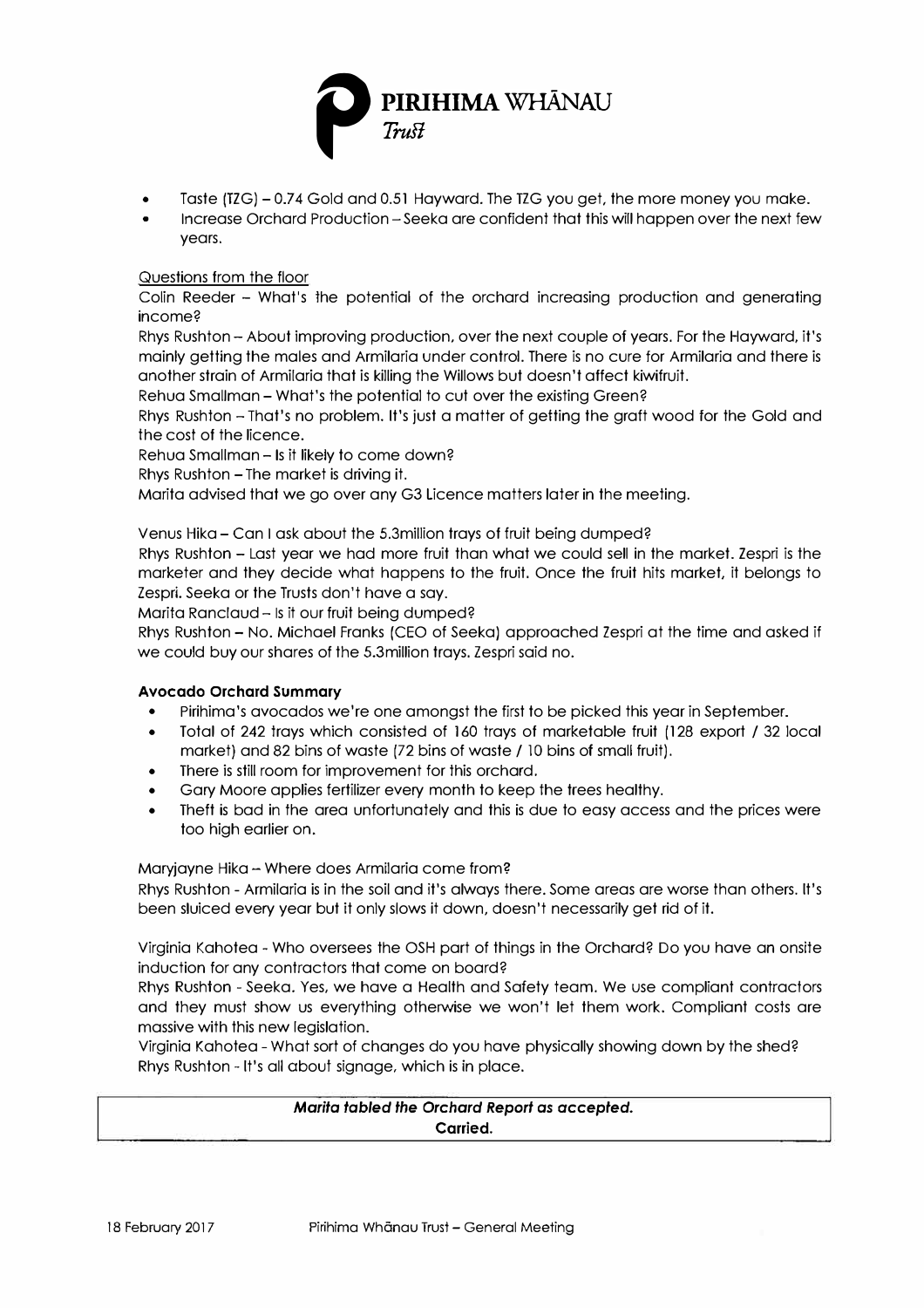- Taste (TZG) – 0.74 Gold and 0.51 Hayward. The TZG you get, the more money you make.
- Increase Orchard Production – Seeka are confident that this will happen over the next few years.

Questions from the floor

Colin Reeder – What's the potential of the orchard increasing production and generating income?

Rhys Rushton – About improving production, over the next couple of years. For the Hayward, it's mainly getting the males and Armilaria under control. There is no cure for Armilaria and there is another strain of Armilaria that is killing the Willows but doesn't affect kiwifruit.

Rehua Smallman – What's the potential to cut over the existing Green?

Rhys Rushton – That's no problem. It's just a matter of getting the graft wood for the Gold and the cost of the licence.

Rehua Smallman – Is it likely to come down?

Rhys Rushton – The market is driving it.

Marita advised that we go over any G3 Licence matters later in the meeting.

Venus Hika – Can I ask about the 5.3million trays of fruit being dumped?

Rhys Rushton – Last year we had more fruit than what we could sell in the market. Zespri is the marketer and they decide what happens to the fruit. Once the fruit hits market, it belongs to Zespri. Seeka or the Trusts don't have a say.

Marita Ranclaud – Is it our fruit being dumped?

Rhys Rushton – No. Michael Franks (CEO of Seeka) approached Zespri at the time and asked if we could buy our shares of the 5.3million trays. Zespri said no.

**Avocado Orchard Summary**

- Pirihima's avocados we're one amongst the first to be picked this year in September.
- Total of 242 trays which consisted of 160 trays of marketable fruit (128 export / 32 local market) and 82 bins of waste (72 bins of waste / 10 bins of small fruit).
- There is still room for improvement for this orchard.
- Gary Moore applies fertilizer every month to keep the trees healthy.
- Theft is bad in the area unfortunately and this is due to easy access and the prices were too high earlier on.

Maryjayne Hika – Where does Armilaria come from?

Rhys Rushton - Armilaria is in the soil and it's always there. Some areas are worse than others. It's been sluiced every year but it only slows it down, doesn't necessarily get rid of it.

Virginia Kahotea - Who oversees the OSH part of things in the Orchard? Do you have an onsite induction for any contractors that come on board?

Rhys Rushton - Seeka. Yes, we have a Health and Safety team. We use compliant contractors and they must show us everything otherwise we won't let them work. Compliant costs are massive with this new legislation.

Virginia Kahotea - What sort of changes do you have physically showing down by the shed?

Rhys Rushton - It's all about signage, which is in place.

***Marita tabled the Orchard Report as accepted.***
**Carried.**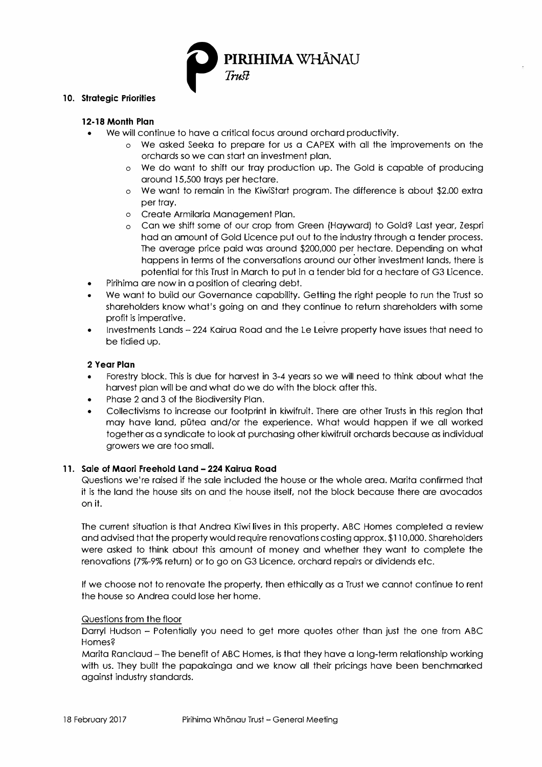## 10. Strategic Priorities

### 12-18 Month Plan

- We will continue to have a critical focus around orchard productivity.
  - We asked Seeka to prepare for us a CAPEX with all the improvements on the orchards so we can start an investment plan.
  - We do want to shift our tray production up. The Gold is capable of producing around 15,500 trays per hectare.
  - We want to remain in the KiwiStart program. The difference is about $2.00 extra per tray.
  - Create Armilaria Management Plan.
  - Can we shift some of our crop from Green (Hayward) to Gold? Last year, Zespri had an amount of Gold Licence put out to the industry through a tender process. The average price paid was around $200,000 per hectare. Depending on what happens in terms of the conversations around our other investment lands, there is potential for this Trust in March to put in a tender bid for a hectare of G3 Licence.
- Pirihima are now in a position of clearing debt.
- We want to build our Governance capability. Getting the right people to run the Trust so shareholders know what's going on and they continue to return shareholders with some profit is imperative.
- Investments Lands – 224 Kairua Road and the Le Leivre property have issues that need to be tidied up.

### 2 Year Plan

- Forestry block. This is due for harvest in 3-4 years so we will need to think about what the harvest plan will be and what do we do with the block after this.
- Phase 2 and 3 of the Biodiversity Plan.
- Collectivisms to increase our footprint in kiwifruit. There are other Trusts in this region that may have land, pūtea and/or the experience. What would happen if we all worked together as a syndicate to look at purchasing other kiwifruit orchards because as individual growers we are too small.

## 11. Sale of Maori Freehold Land – 224 Kairua Road

Questions we're raised if the sale included the house or the whole area. Marita confirmed that it is the land the house sits on and the house itself, not the block because there are avocados on it.

The current situation is that Andrea Kiwi lives in this property. ABC Homes completed a review and advised that the property would require renovations costing approx. $110,000. Shareholders were asked to think about this amount of money and whether they want to complete the renovations (7%-9% return) or to go on G3 Licence, orchard repairs or dividends etc.

If we choose not to renovate the property, then ethically as a Trust we cannot continue to rent the house so Andrea could lose her home.

Questions from the floor

Darryl Hudson – Potentially you need to get more quotes other than just the one from ABC Homes?

Marita Ranclaud – The benefit of ABC Homes, is that they have a long-term relationship working with us. They built the papakainga and we know all their pricings have been benchmarked against industry standards.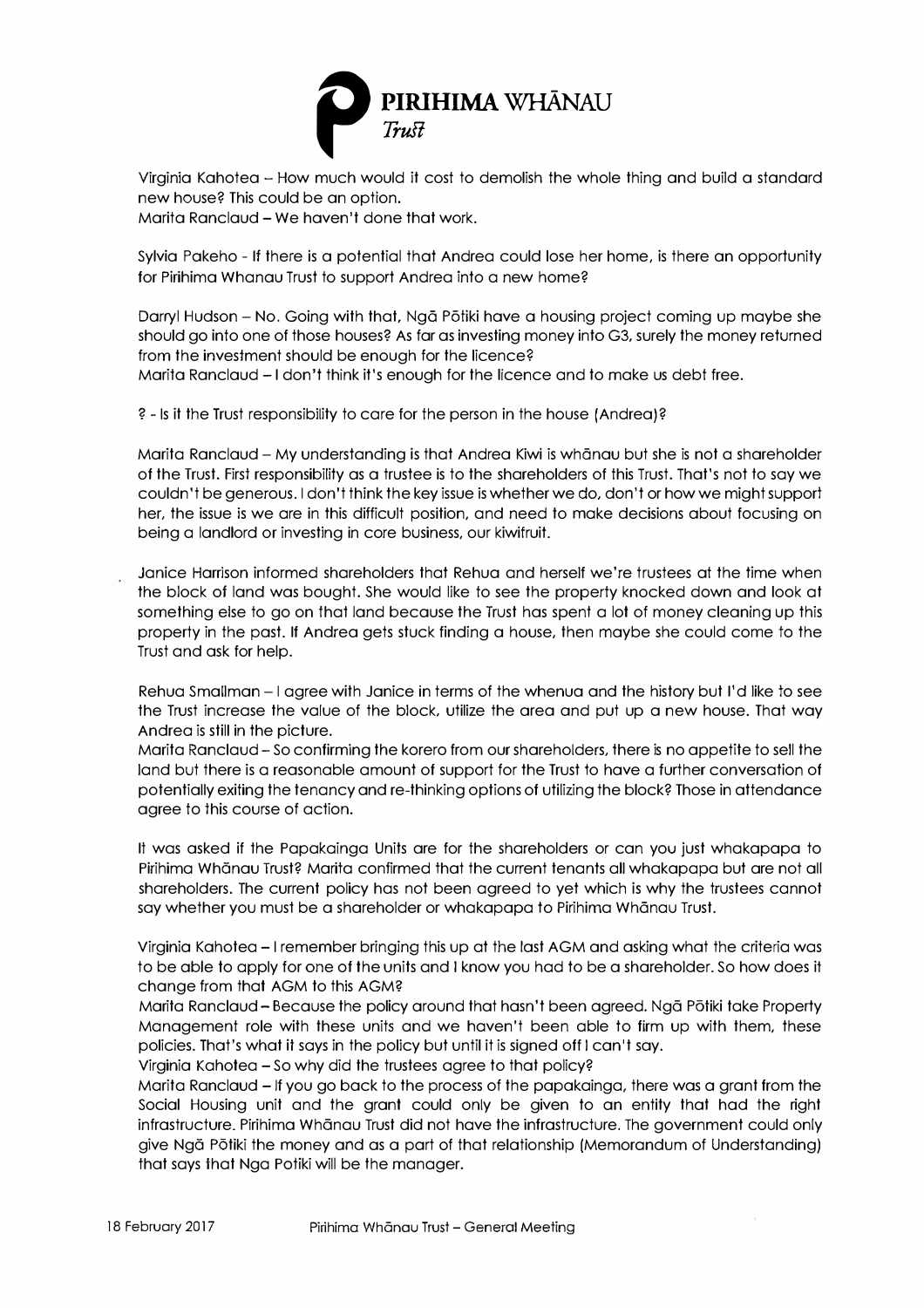Virginia Kahotea – How much would it cost to demolish the whole thing and build a standard new house? This could be an option.
Marita Ranclaud – We haven't done that work.

Sylvia Pakeho - If there is a potential that Andrea could lose her home, is there an opportunity for Pirihima Whanau Trust to support Andrea into a new home?

Darryl Hudson – No. Going with that, Ngā Pōtiki have a housing project coming up maybe she should go into one of those houses? As far as investing money into G3, surely the money returned from the investment should be enough for the licence?
Marita Ranclaud – I don't think it's enough for the licence and to make us debt free.

? - Is it the Trust responsibility to care for the person in the house (Andrea)?

Marita Ranclaud – My understanding is that Andrea Kiwi is whānau but she is not a shareholder of the Trust. First responsibility as a trustee is to the shareholders of this Trust. That's not to say we couldn't be generous. I don't think the key issue is whether we do, don't or how we might support her, the issue is we are in this difficult position, and need to make decisions about focusing on being a landlord or investing in core business, our kiwifruit.

Janice Harrison informed shareholders that Rehua and herself we're trustees at the time when the block of land was bought. She would like to see the property knocked down and look at something else to go on that land because the Trust has spent a lot of money cleaning up this property in the past. If Andrea gets stuck finding a house, then maybe she could come to the Trust and ask for help.

Rehua Smallman – I agree with Janice in terms of the whenua and the history but I'd like to see the Trust increase the value of the block, utilize the area and put up a new house. That way Andrea is still in the picture.
Marita Ranclaud – So confirming the korero from our shareholders, there is no appetite to sell the land but there is a reasonable amount of support for the Trust to have a further conversation of potentially exiting the tenancy and re-thinking options of utilizing the block? Those in attendance agree to this course of action.

It was asked if the Papakainga Units are for the shareholders or can you just whakapapa to Pirihima Whānau Trust? Marita confirmed that the current tenants all whakapapa but are not all shareholders. The current policy has not been agreed to yet which is why the trustees cannot say whether you must be a shareholder or whakapapa to Pirihima Whānau Trust.

Virginia Kahotea – I remember bringing this up at the last AGM and asking what the criteria was to be able to apply for one of the units and I know you had to be a shareholder. So how does it change from that AGM to this AGM?
Marita Ranclaud – Because the policy around that hasn't been agreed. Ngā Pōtiki take Property Management role with these units and we haven't been able to firm up with them, these policies. That's what it says in the policy but until it is signed off I can't say.
Virginia Kahotea – So why did the trustees agree to that policy?
Marita Ranclaud – If you go back to the process of the papakainga, there was a grant from the Social Housing unit and the grant could only be given to an entity that had the right infrastructure. Pirihima Whānau Trust did not have the infrastructure. The government could only give Ngā Pōtiki the money and as a part of that relationship (Memorandum of Understanding) that says that Nga Potiki will be the manager.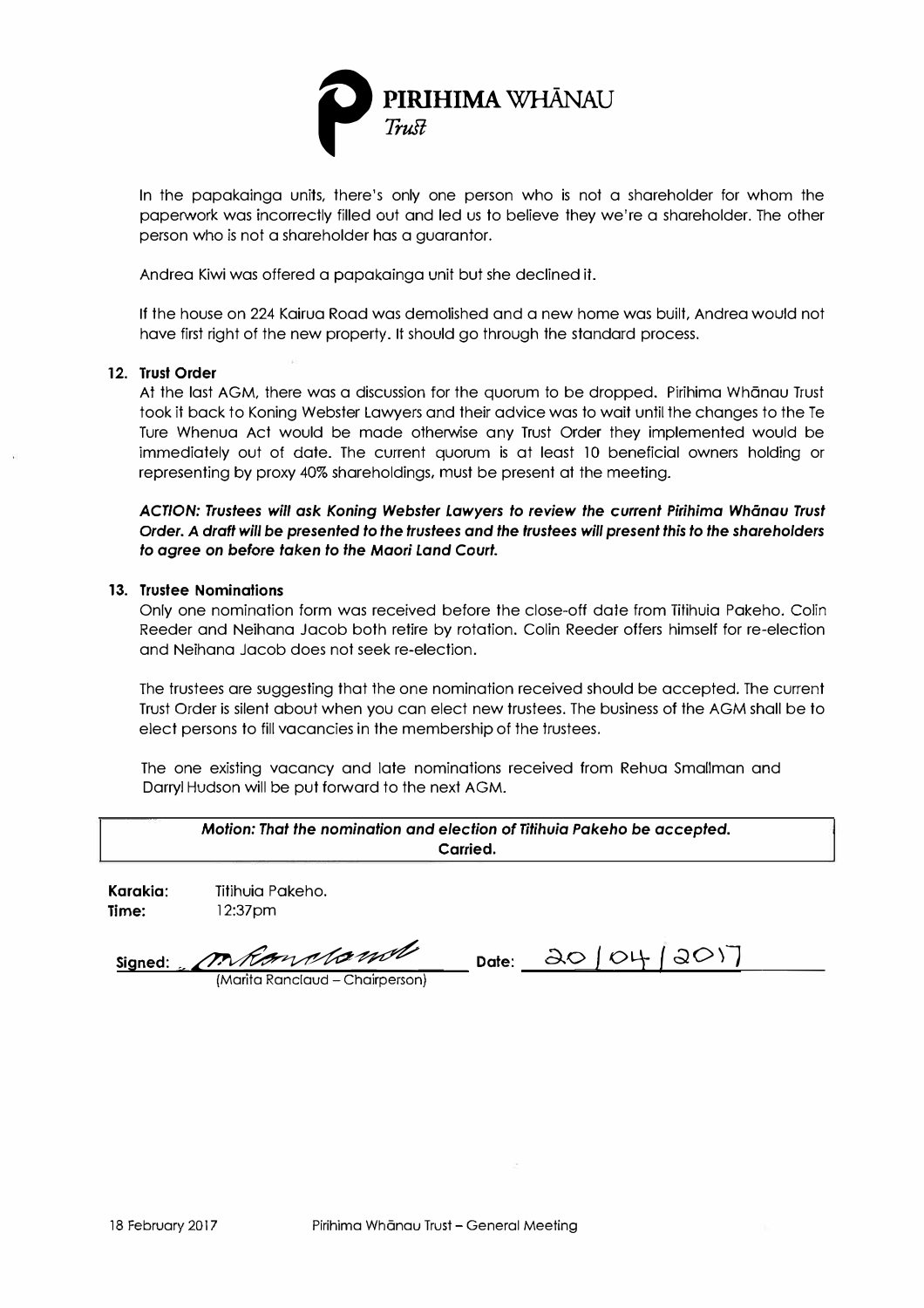**PIRIHIMA WHĀNAU** *Trust*

In the papakainga units, there's only one person who is not a shareholder for whom the paperwork was incorrectly filled out and led us to believe they we're a shareholder. The other person who is not a shareholder has a guarantor.

Andrea Kiwi was offered a papakainga unit but she declined it.

If the house on 224 Kairua Road was demolished and a new home was built, Andrea would not have first right of the new property. It should go through the standard process.

**12. Trust Order**

At the last AGM, there was a discussion for the quorum to be dropped. Pirihima Whānau Trust took it back to Koning Webster Lawyers and their advice was to wait until the changes to the Te Ture Whenua Act would be made otherwise any Trust Order they implemented would be immediately out of date. The current quorum is at least 10 beneficial owners holding or representing by proxy 40% shareholdings, must be present at the meeting.

***ACTION: Trustees will ask Koning Webster Lawyers to review the current Pirihima Whānau Trust Order. A draft will be presented to the trustees and the trustees will present this to the shareholders to agree on before taken to the Maori Land Court.***

**13. Trustee Nominations**

Only one nomination form was received before the close-off date from Titihuia Pakeho. Colin Reeder and Neihana Jacob both retire by rotation. Colin Reeder offers himself for re-election and Neihana Jacob does not seek re-election.

The trustees are suggesting that the one nomination received should be accepted. The current Trust Order is silent about when you can elect new trustees. The business of the AGM shall be to elect persons to fill vacancies in the membership of the trustees.

The one existing vacancy and late nominations received from Rehua Smallman and Darryl Hudson will be put forward to the next AGM.

| ***Motion: That the nomination and election of Titihuia Pakeho be accepted.*** **Carried.** |
|---|

**Karakia:** Titihuia Pakeho.
**Time:** 12:37pm

**Signed:** M Ranclaud (Marita Ranclaud – Chairperson) **Date:** 20/04/2017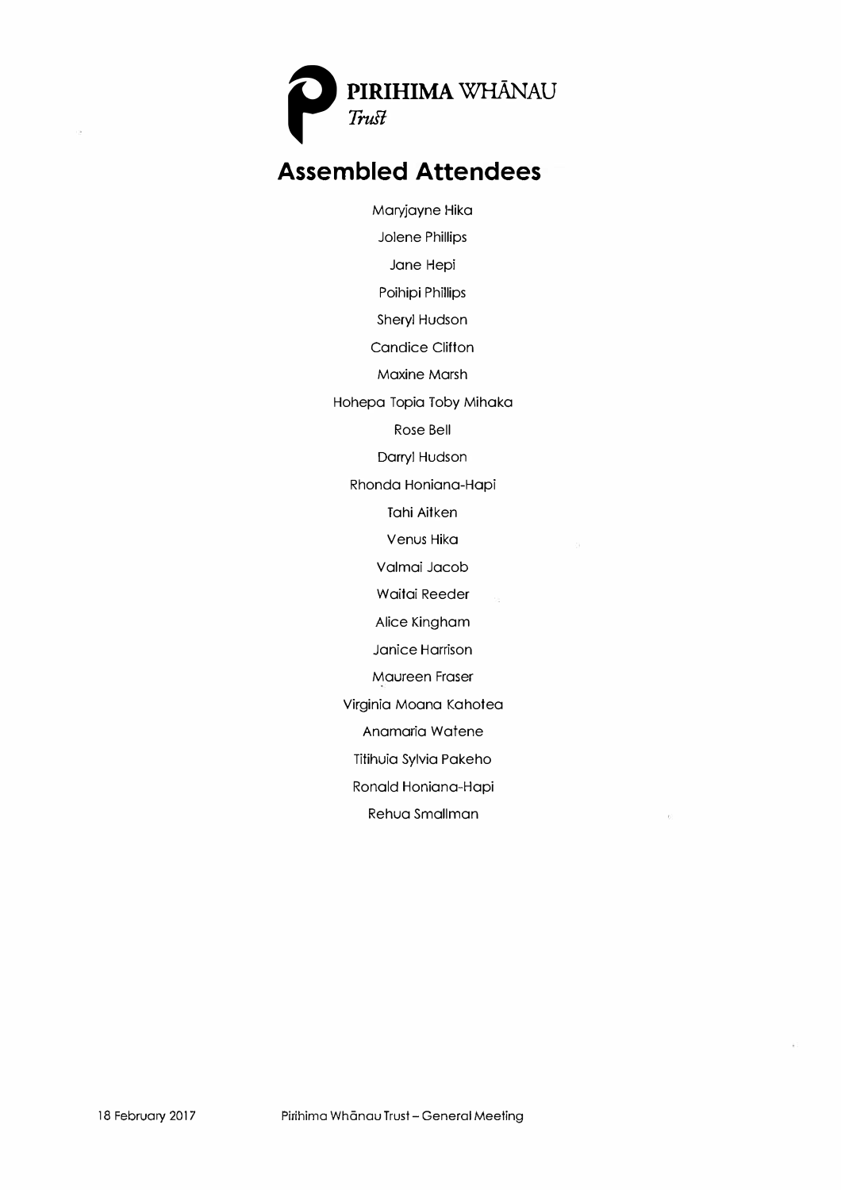PIRIHIMA WHĀNAU
*Trust*

## Assembled Attendees

Maryjayne Hika

Jolene Phillips

Jane Hepi

Poihipi Phillips

Sheryl Hudson

Candice Clifton

Maxine Marsh

Hohepa Topia Toby Mihaka

Rose Bell

Darryl Hudson

Rhonda Honiana-Hapi

Tahi Aitken

Venus Hika

Valmai Jacob

Waitai Reeder

Alice Kingham

Janice Harrison

Maureen Fraser

Virginia Moana Kahotea

Anamaria Watene

Titihuia Sylvia Pakeho

Ronald Honiana-Hapi

Rehua Smallman